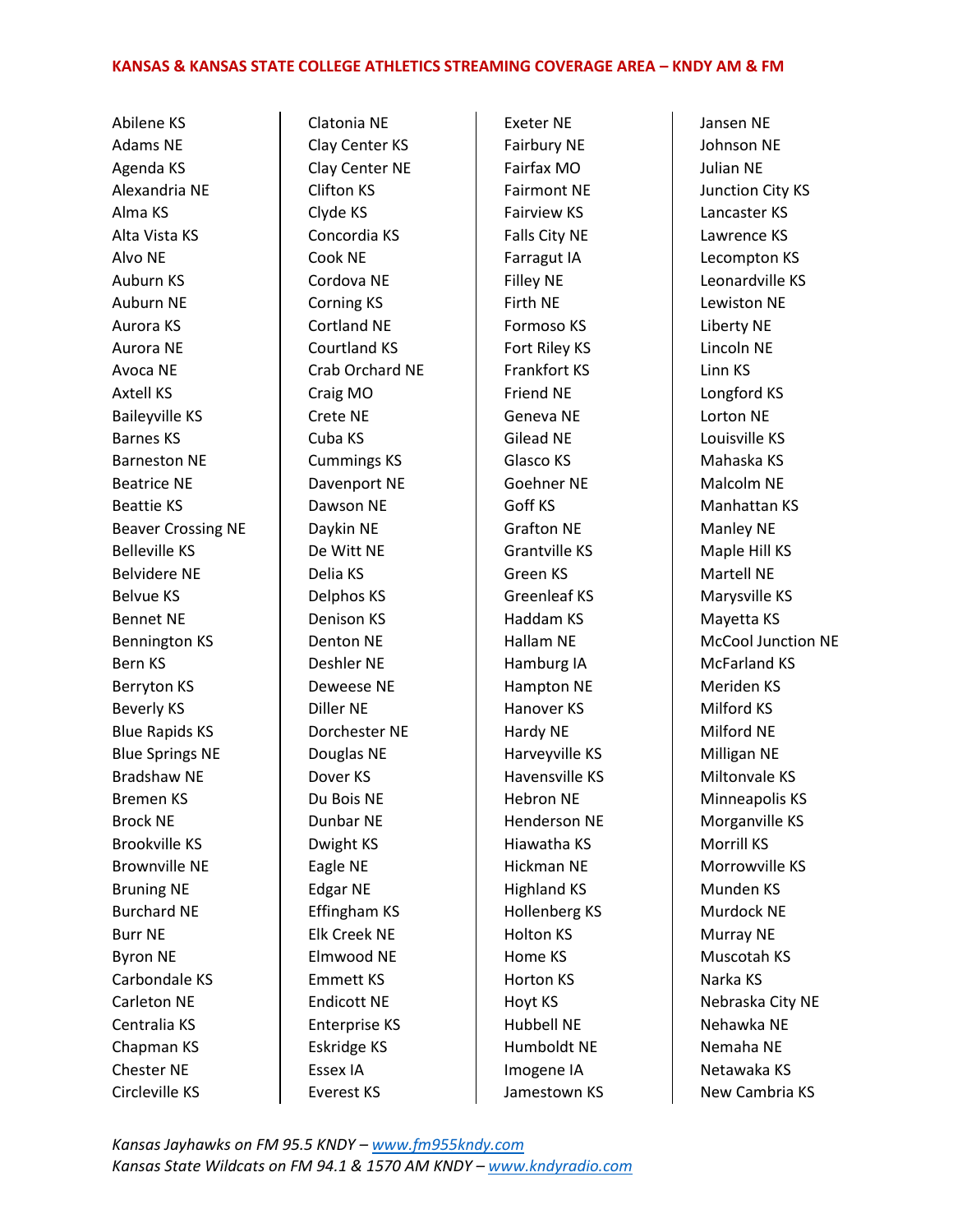# KANSAS & KANSAS STATE COLLEGE ATHLETICS STREAMING COVERAGE AREA – KNDY AM & FM

Abilene KS
Adams NE
Agenda KS
Alexandria NE
Alma KS
Alta Vista KS
Alvo NE
Auburn KS
Auburn NE
Aurora KS
Aurora NE
Avoca NE
Axtell KS
Baileyville KS
Barnes KS
Barneston NE
Beatrice NE
Beattie KS
Beaver Crossing NE
Belleville KS
Belvidere NE
Belvue KS
Bennet NE
Bennington KS
Bern KS
Berryton KS
Beverly KS
Blue Rapids KS
Blue Springs NE
Bradshaw NE
Bremen KS
Brock NE
Brookville KS
Brownville NE
Bruning NE
Burchard NE
Burr NE
Byron NE
Carbondale KS
Carleton NE
Centralia KS
Chapman KS
Chester NE
Circleville KS
Clatonia NE
Clay Center KS
Clay Center NE
Clifton KS
Clyde KS
Concordia KS
Cook NE
Cordova NE
Corning KS
Cortland NE
Courtland KS
Crab Orchard NE
Craig MO
Crete NE
Cuba KS
Cummings KS
Davenport NE
Dawson NE
Daykin NE
De Witt NE
Delia KS
Delphos KS
Denison KS
Denton NE
Deshler NE
Deweese NE
Diller NE
Dorchester NE
Douglas NE
Dover KS
Du Bois NE
Dunbar NE
Dwight KS
Eagle NE
Edgar NE
Effingham KS
Elk Creek NE
Elmwood NE
Emmett KS
Endicott NE
Enterprise KS
Eskridge KS
Essex IA
Everest KS
Exeter NE
Fairbury NE
Fairfax MO
Fairmont NE
Fairview KS
Falls City NE
Farragut IA
Filley NE
Firth NE
Formoso KS
Fort Riley KS
Frankfort KS
Friend NE
Geneva NE
Gilead NE
Glasco KS
Goehner NE
Goff KS
Grafton NE
Grantville KS
Green KS
Greenleaf KS
Haddam KS
Hallam NE
Hamburg IA
Hampton NE
Hanover KS
Hardy NE
Harveyville KS
Havensville KS
Hebron NE
Henderson NE
Hiawatha KS
Hickman NE
Highland KS
Hollenberg KS
Holton KS
Home KS
Horton KS
Hoyt KS
Hubbell NE
Humboldt NE
Imogene IA
Jamestown KS
Jansen NE
Johnson NE
Julian NE
Junction City KS
Lancaster KS
Lawrence KS
Lecompton KS
Leonardville KS
Lewiston NE
Liberty NE
Lincoln NE
Linn KS
Longford KS
Lorton NE
Louisville KS
Mahaska KS
Malcolm NE
Manhattan KS
Manley NE
Maple Hill KS
Martell NE
Marysville KS
Mayetta KS
McCool Junction NE
McFarland KS
Meriden KS
Milford KS
Milford NE
Milligan NE
Miltonvale KS
Minneapolis KS
Morganville KS
Morrill KS
Morrowville KS
Munden KS
Murdock NE
Murray NE
Muscotah KS
Narka KS
Nebraska City NE
Nehawka NE
Nemaha NE
Netawaka KS
New Cambria KS

*Kansas Jayhawks on FM 95.5 KNDY – [www.fm955kndy.com](http://www.fm955kndy.com)*
*Kansas State Wildcats on FM 94.1 & 1570 AM KNDY – [www.kndyradio.com](http://www.kndyradio.com)*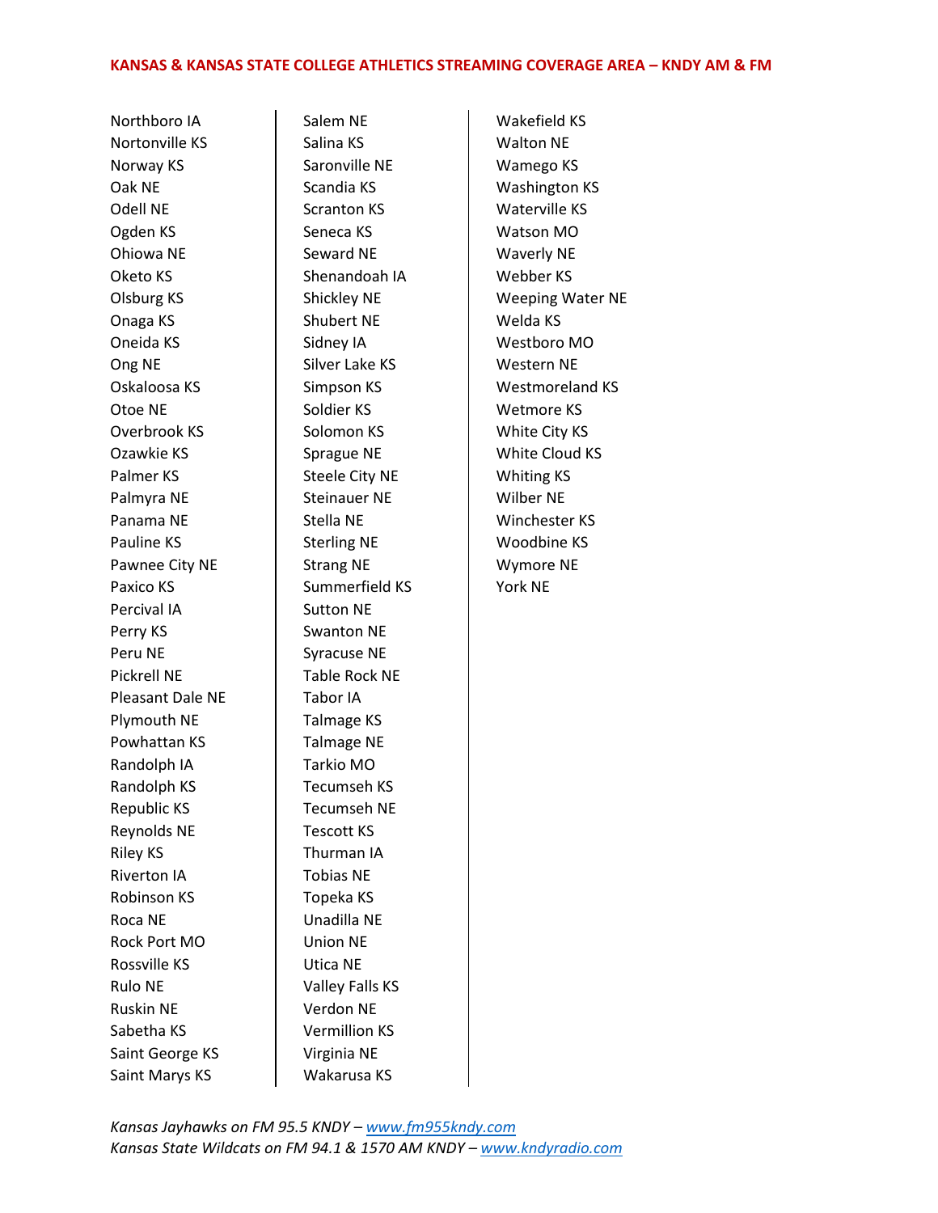**KANSAS & KANSAS STATE COLLEGE ATHLETICS STREAMING COVERAGE AREA – KNDY AM & FM**

Northboro IA
Nortonville KS
Norway KS
Oak NE
Odell NE
Ogden KS
Ohiowa NE
Oketo KS
Olsburg KS
Onaga KS
Oneida KS
Ong NE
Oskaloosa KS
Otoe NE
Overbrook KS
Ozawkie KS
Palmer KS
Palmyra NE
Panama NE
Pauline KS
Pawnee City NE
Paxico KS
Percival IA
Perry KS
Peru NE
Pickrell NE
Pleasant Dale NE
Plymouth NE
Powhattan KS
Randolph IA
Randolph KS
Republic KS
Reynolds NE
Riley KS
Riverton IA
Robinson KS
Roca NE
Rock Port MO
Rossville KS
Rulo NE
Ruskin NE
Sabetha KS
Saint George KS
Saint Marys KS

Salem NE
Salina KS
Saronville NE
Scandia KS
Scranton KS
Seneca KS
Seward NE
Shenandoah IA
Shickley NE
Shubert NE
Sidney IA
Silver Lake KS
Simpson KS
Soldier KS
Solomon KS
Sprague NE
Steele City NE
Steinauer NE
Stella NE
Sterling NE
Strang NE
Summerfield KS
Sutton NE
Swanton NE
Syracuse NE
Table Rock NE
Tabor IA
Talmage KS
Talmage NE
Tarkio MO
Tecumseh KS
Tecumseh NE
Tescott KS
Thurman IA
Tobias NE
Topeka KS
Unadilla NE
Union NE
Utica NE
Valley Falls KS
Verdon NE
Vermillion KS
Virginia NE
Wakarusa KS

Wakefield KS
Walton NE
Wamego KS
Washington KS
Waterville KS
Watson MO
Waverly NE
Webber KS
Weeping Water NE
Welda KS
Westboro MO
Western NE
Westmoreland KS
Wetmore KS
White City KS
White Cloud KS
Whiting KS
Wilber NE
Winchester KS
Woodbine KS
Wymore NE
York NE

*Kansas Jayhawks on FM 95.5 KNDY – www.fm955kndy.com*
*Kansas State Wildcats on FM 94.1 & 1570 AM KNDY – www.kndyradio.com*